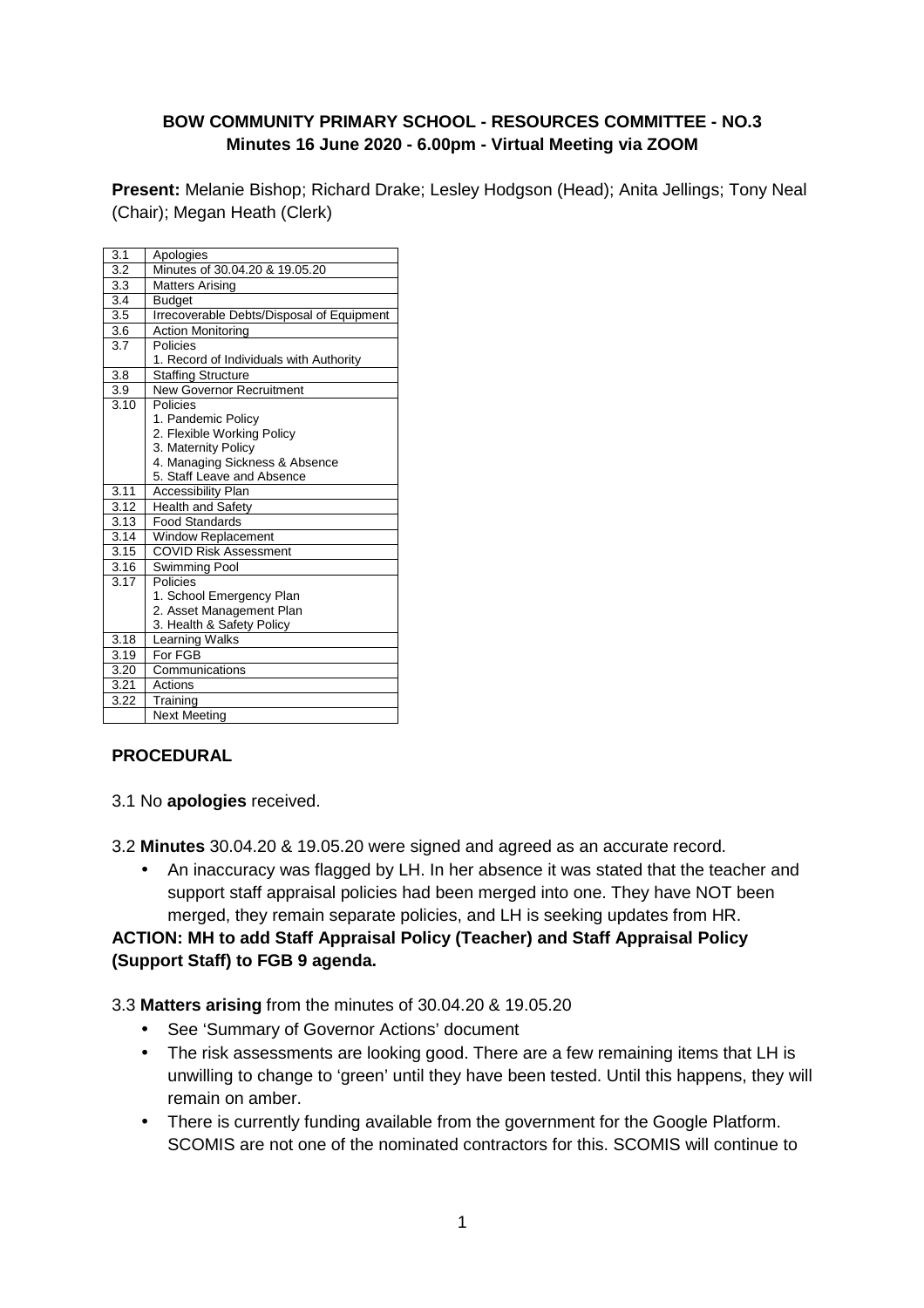**BOW COMMUNITY PRIMARY SCHOOL - RESOURCES COMMITTEE - NO.3**
**Minutes 16 June 2020 - 6.00pm - Virtual Meeting via ZOOM**

**Present:** Melanie Bishop; Richard Drake; Lesley Hodgson (Head); Anita Jellings; Tony Neal (Chair); Megan Heath (Clerk)

| | |
|---|---|
| 3.1 | Apologies |
| 3.2 | Minutes of 30.04.20 & 19.05.20 |
| 3.3 | Matters Arising |
| 3.4 | Budget |
| 3.5 | Irrecoverable Debts/Disposal of Equipment |
| 3.6 | Action Monitoring |
| 3.7 | Policies<br>1. Record of Individuals with Authority |
| 3.8 | Staffing Structure |
| 3.9 | New Governor Recruitment |
| 3.10 | Policies<br>1. Pandemic Policy<br>2. Flexible Working Policy<br>3. Maternity Policy<br>4. Managing Sickness & Absence<br>5. Staff Leave and Absence |
| 3.11 | Accessibility Plan |
| 3.12 | Health and Safety |
| 3.13 | Food Standards |
| 3.14 | Window Replacement |
| 3.15 | COVID Risk Assessment |
| 3.16 | Swimming Pool |
| 3.17 | Policies<br>1. School Emergency Plan<br>2. Asset Management Plan<br>3. Health & Safety Policy |
| 3.18 | Learning Walks |
| 3.19 | For FGB |
| 3.20 | Communications |
| 3.21 | Actions |
| 3.22 | Training |
| | Next Meeting |

**PROCEDURAL**

3.1 No **apologies** received.

3.2 **Minutes** 30.04.20 & 19.05.20 were signed and agreed as an accurate record.

- An inaccuracy was flagged by LH. In her absence it was stated that the teacher and support staff appraisal policies had been merged into one. They have NOT been merged, they remain separate policies, and LH is seeking updates from HR.

**ACTION: MH to add Staff Appraisal Policy (Teacher) and Staff Appraisal Policy (Support Staff) to FGB 9 agenda.**

3.3 **Matters arising** from the minutes of 30.04.20 & 19.05.20

- See 'Summary of Governor Actions' document
- The risk assessments are looking good. There are a few remaining items that LH is unwilling to change to 'green' until they have been tested. Until this happens, they will remain on amber.
- There is currently funding available from the government for the Google Platform. SCOMIS are not one of the nominated contractors for this. SCOMIS will continue to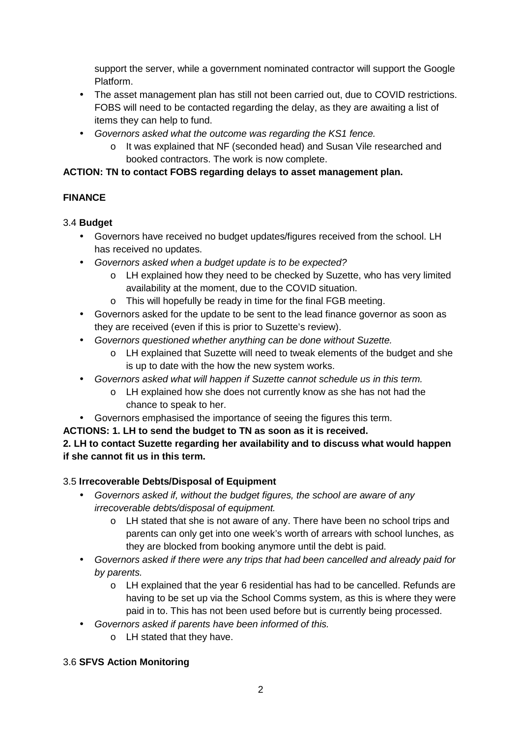support the server, while a government nominated contractor will support the Google Platform.

- The asset management plan has still not been carried out, due to COVID restrictions. FOBS will need to be contacted regarding the delay, as they are awaiting a list of items they can help to fund.
- *Governors asked what the outcome was regarding the KS1 fence.*
  - It was explained that NF (seconded head) and Susan Vile researched and booked contractors. The work is now complete.

**ACTION: TN to contact FOBS regarding delays to asset management plan.**

**FINANCE**

3.4 **Budget**

- Governors have received no budget updates/figures received from the school. LH has received no updates.
- *Governors asked when a budget update is to be expected?*
  - LH explained how they need to be checked by Suzette, who has very limited availability at the moment, due to the COVID situation.
  - This will hopefully be ready in time for the final FGB meeting.
- Governors asked for the update to be sent to the lead finance governor as soon as they are received (even if this is prior to Suzette's review).
- *Governors questioned whether anything can be done without Suzette.*
  - LH explained that Suzette will need to tweak elements of the budget and she is up to date with the how the new system works.
- *Governors asked what will happen if Suzette cannot schedule us in this term.*
  - LH explained how she does not currently know as she has not had the chance to speak to her.
- Governors emphasised the importance of seeing the figures this term.

**ACTIONS: 1. LH to send the budget to TN as soon as it is received.**
**2. LH to contact Suzette regarding her availability and to discuss what would happen if she cannot fit us in this term.**

3.5 **Irrecoverable Debts/Disposal of Equipment**

- *Governors asked if, without the budget figures, the school are aware of any irrecoverable debts/disposal of equipment.*
  - LH stated that she is not aware of any. There have been no school trips and parents can only get into one week's worth of arrears with school lunches, as they are blocked from booking anymore until the debt is paid.
- *Governors asked if there were any trips that had been cancelled and already paid for by parents.*
  - LH explained that the year 6 residential has had to be cancelled. Refunds are having to be set up via the School Comms system, as this is where they were paid in to. This has not been used before but is currently being processed.
- *Governors asked if parents have been informed of this.*
  - LH stated that they have.

3.6 **SFVS Action Monitoring**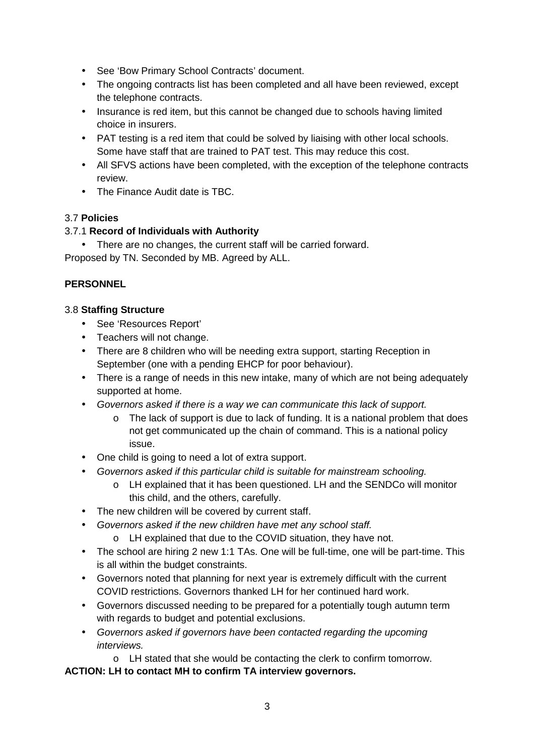- See 'Bow Primary School Contracts' document.
- The ongoing contracts list has been completed and all have been reviewed, except the telephone contracts.
- Insurance is red item, but this cannot be changed due to schools having limited choice in insurers.
- PAT testing is a red item that could be solved by liaising with other local schools. Some have staff that are trained to PAT test. This may reduce this cost.
- All SFVS actions have been completed, with the exception of the telephone contracts review.
- The Finance Audit date is TBC.

3.7 **Policies**

3.7.1 **Record of Individuals with Authority**

- There are no changes, the current staff will be carried forward.

Proposed by TN. Seconded by MB. Agreed by ALL.

**PERSONNEL**

3.8 **Staffing Structure**

- See 'Resources Report'
- Teachers will not change.
- There are 8 children who will be needing extra support, starting Reception in September (one with a pending EHCP for poor behaviour).
- There is a range of needs in this new intake, many of which are not being adequately supported at home.
- *Governors asked if there is a way we can communicate this lack of support.*
  - The lack of support is due to lack of funding. It is a national problem that does not get communicated up the chain of command. This is a national policy issue.
- One child is going to need a lot of extra support.
- *Governors asked if this particular child is suitable for mainstream schooling.*
  - LH explained that it has been questioned. LH and the SENDCo will monitor this child, and the others, carefully.
- The new children will be covered by current staff.
- *Governors asked if the new children have met any school staff.*
  - LH explained that due to the COVID situation, they have not.
- The school are hiring 2 new 1:1 TAs. One will be full-time, one will be part-time. This is all within the budget constraints.
- Governors noted that planning for next year is extremely difficult with the current COVID restrictions. Governors thanked LH for her continued hard work.
- Governors discussed needing to be prepared for a potentially tough autumn term with regards to budget and potential exclusions.
- *Governors asked if governors have been contacted regarding the upcoming interviews.*
  - LH stated that she would be contacting the clerk to confirm tomorrow.

**ACTION: LH to contact MH to confirm TA interview governors.**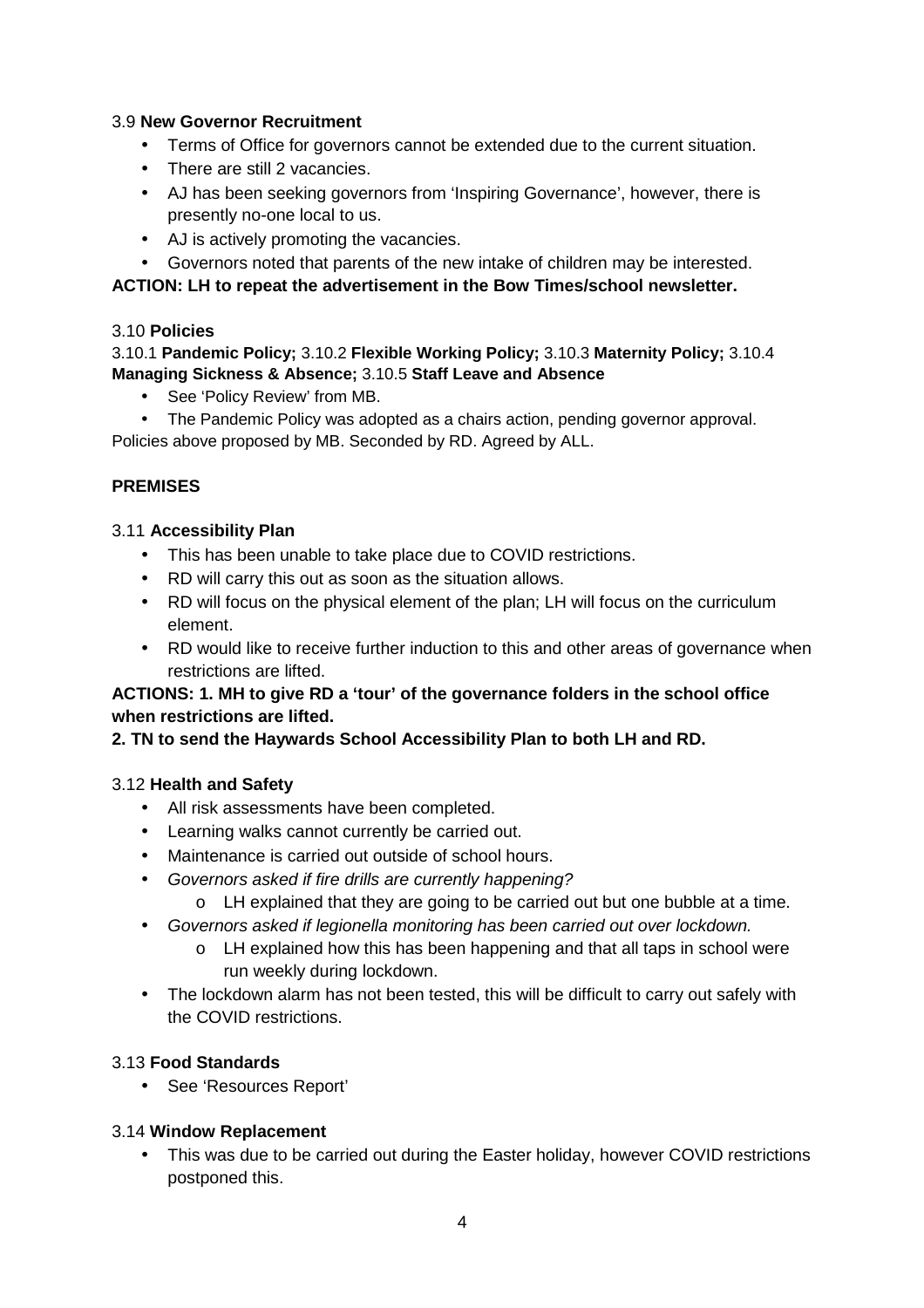3.9 **New Governor Recruitment**

- Terms of Office for governors cannot be extended due to the current situation.
- There are still 2 vacancies.
- AJ has been seeking governors from 'Inspiring Governance', however, there is presently no-one local to us.
- AJ is actively promoting the vacancies.
- Governors noted that parents of the new intake of children may be interested.

**ACTION: LH to repeat the advertisement in the Bow Times/school newsletter.**

3.10 **Policies**

3.10.1 **Pandemic Policy;** 3.10.2 **Flexible Working Policy;** 3.10.3 **Maternity Policy;** 3.10.4 **Managing Sickness & Absence;** 3.10.5 **Staff Leave and Absence**

- See 'Policy Review' from MB.
- The Pandemic Policy was adopted as a chairs action, pending governor approval.

Policies above proposed by MB. Seconded by RD. Agreed by ALL.

**PREMISES**

3.11 **Accessibility Plan**

- This has been unable to take place due to COVID restrictions.
- RD will carry this out as soon as the situation allows.
- RD will focus on the physical element of the plan; LH will focus on the curriculum element.
- RD would like to receive further induction to this and other areas of governance when restrictions are lifted.

**ACTIONS: 1. MH to give RD a 'tour' of the governance folders in the school office when restrictions are lifted.**

**2. TN to send the Haywards School Accessibility Plan to both LH and RD.**

3.12 **Health and Safety**

- All risk assessments have been completed.
- Learning walks cannot currently be carried out.
- Maintenance is carried out outside of school hours.
- *Governors asked if fire drills are currently happening?*
    - LH explained that they are going to be carried out but one bubble at a time.
- *Governors asked if legionella monitoring has been carried out over lockdown.*
    - LH explained how this has been happening and that all taps in school were run weekly during lockdown.
- The lockdown alarm has not been tested, this will be difficult to carry out safely with the COVID restrictions.

3.13 **Food Standards**

- See 'Resources Report'

3.14 **Window Replacement**

- This was due to be carried out during the Easter holiday, however COVID restrictions postponed this.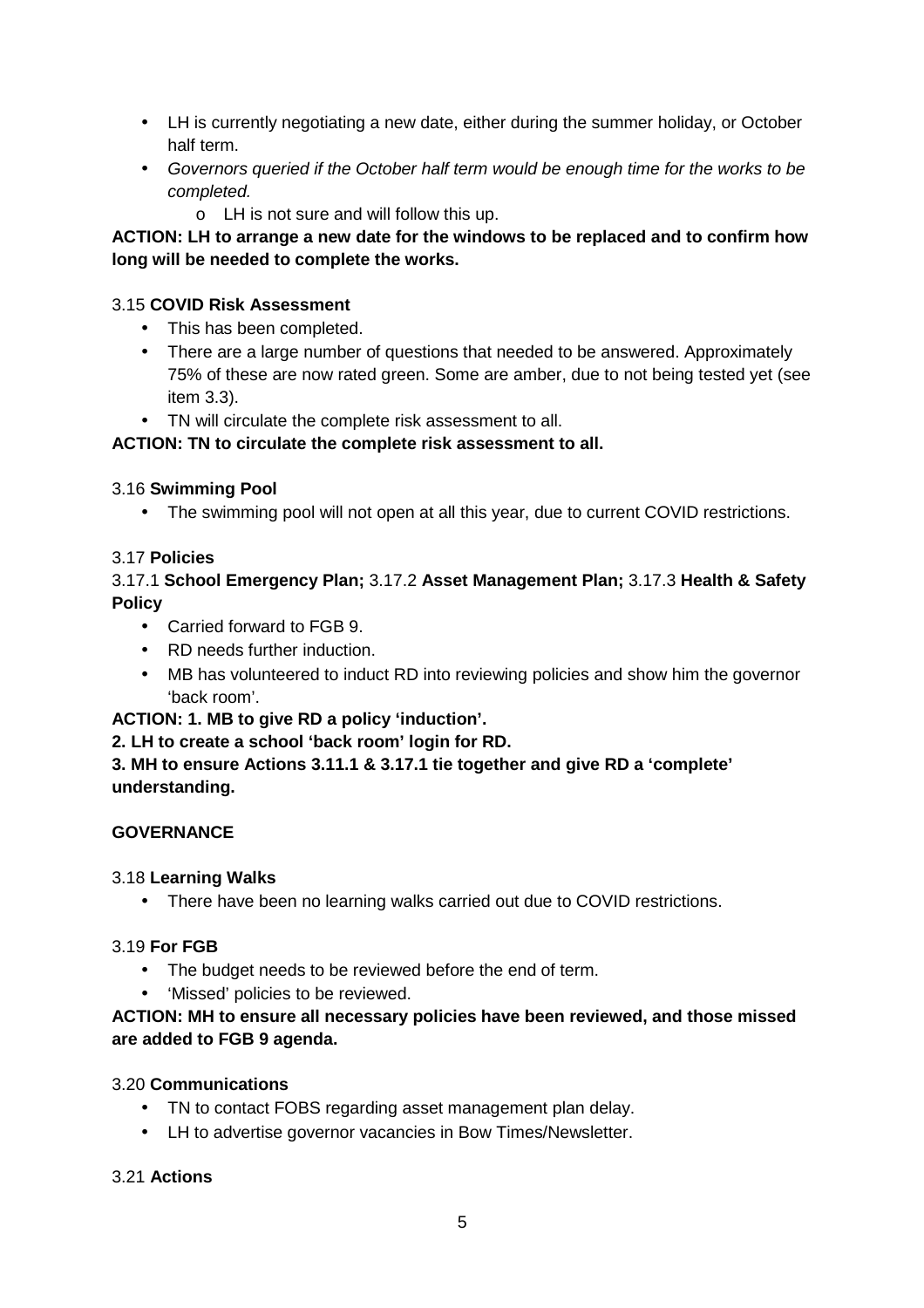- LH is currently negotiating a new date, either during the summer holiday, or October half term.
- *Governors queried if the October half term would be enough time for the works to be completed.*
  - LH is not sure and will follow this up.

**ACTION: LH to arrange a new date for the windows to be replaced and to confirm how long will be needed to complete the works.**

3.15 **COVID Risk Assessment**

- This has been completed.
- There are a large number of questions that needed to be answered. Approximately 75% of these are now rated green. Some are amber, due to not being tested yet (see item 3.3).
- TN will circulate the complete risk assessment to all.

**ACTION: TN to circulate the complete risk assessment to all.**

3.16 **Swimming Pool**

- The swimming pool will not open at all this year, due to current COVID restrictions.

3.17 **Policies**

3.17.1 **School Emergency Plan;** 3.17.2 **Asset Management Plan;** 3.17.3 **Health & Safety Policy**

- Carried forward to FGB 9.
- RD needs further induction.
- MB has volunteered to induct RD into reviewing policies and show him the governor 'back room'.

**ACTION: 1. MB to give RD a policy 'induction'.**

**2. LH to create a school 'back room' login for RD.**

**3. MH to ensure Actions 3.11.1 & 3.17.1 tie together and give RD a 'complete' understanding.**

**GOVERNANCE**

3.18 **Learning Walks**

- There have been no learning walks carried out due to COVID restrictions.

3.19 **For FGB**

- The budget needs to be reviewed before the end of term.
- 'Missed' policies to be reviewed.

**ACTION: MH to ensure all necessary policies have been reviewed, and those missed are added to FGB 9 agenda.**

3.20 **Communications**

- TN to contact FOBS regarding asset management plan delay.
- LH to advertise governor vacancies in Bow Times/Newsletter.

3.21 **Actions**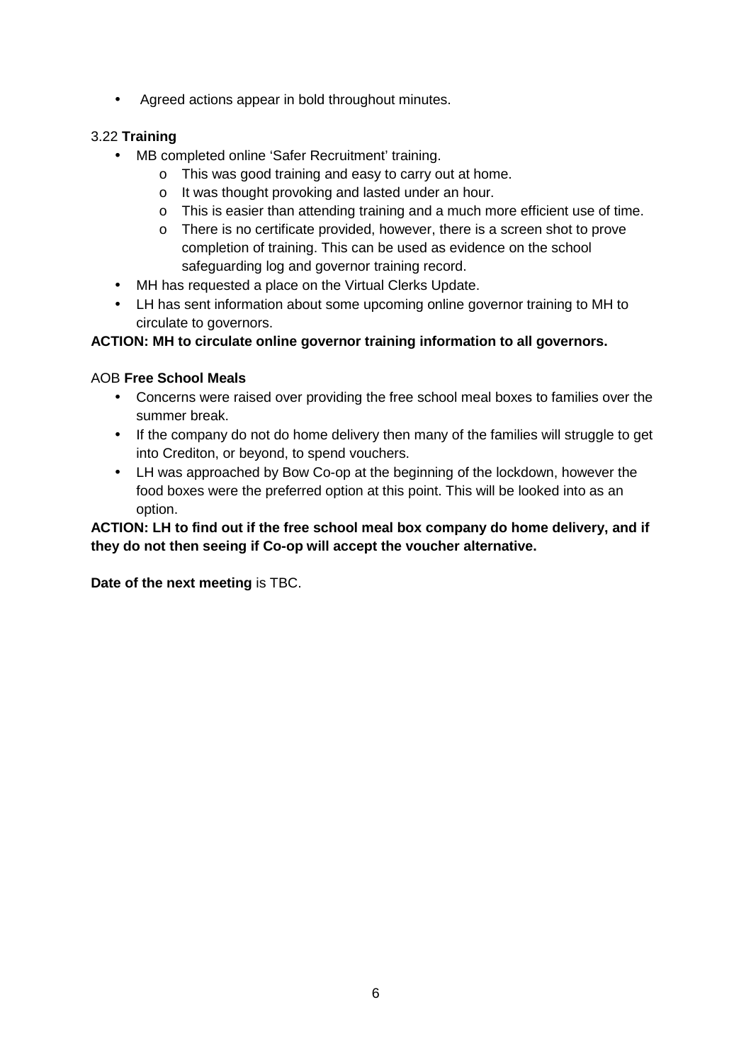- Agreed actions appear in bold throughout minutes.

3.22 **Training**

- MB completed online 'Safer Recruitment' training.
  - This was good training and easy to carry out at home.
  - It was thought provoking and lasted under an hour.
  - This is easier than attending training and a much more efficient use of time.
  - There is no certificate provided, however, there is a screen shot to prove completion of training. This can be used as evidence on the school safeguarding log and governor training record.
- MH has requested a place on the Virtual Clerks Update.
- LH has sent information about some upcoming online governor training to MH to circulate to governors.

**ACTION: MH to circulate online governor training information to all governors.**

AOB **Free School Meals**

- Concerns were raised over providing the free school meal boxes to families over the summer break.
- If the company do not do home delivery then many of the families will struggle to get into Crediton, or beyond, to spend vouchers.
- LH was approached by Bow Co-op at the beginning of the lockdown, however the food boxes were the preferred option at this point. This will be looked into as an option.

**ACTION: LH to find out if the free school meal box company do home delivery, and if they do not then seeing if Co-op will accept the voucher alternative.**

**Date of the next meeting** is TBC.